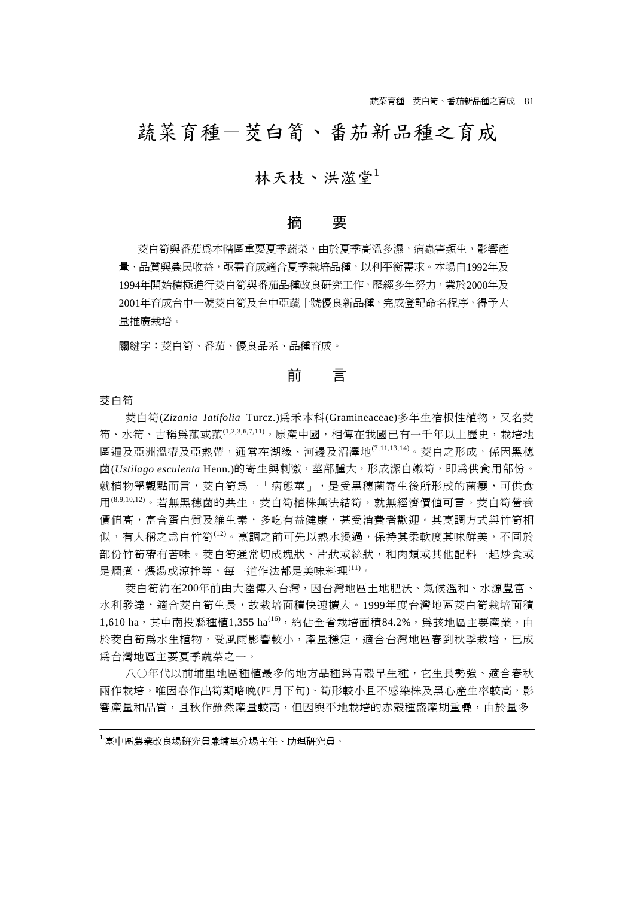# 蔬菜育種－茭白筍、番茄新品種之育成

## 林天枝、洪滋堂[1]

## 摘　要

茭白筍與番茄爲本轄區重要夏季蔬菜，由於夏季高溫多濕，病蟲害頻生，影響產量、品質與農民收益，亟需育成適合夏季栽培品種，以利平衡需求。本場自1992年及1994年開始積極進行茭白筍與番茄品種改良研究工作，歷經多年努力，業於2000年及2001年育成台中一號茭白筍及台中亞蔬十號優良新品種，完成登記命名程序，得予大量推廣栽培。

**關鍵字：**茭白筍、番茄、優良品系、品種育成。

## 前　言

### 茭白筍

茭白筍(*Zizania Iatifolia* Turcz.)爲禾本科(Gramineaceae)多年生宿根性植物，又名茭筍、水筍、古稱爲菰或菰[1,2,3,6,7,11]。原產中國，相傳在我國已有一千年以上歷史，栽培地區遍及亞洲溫帶及亞熱帶，通常在湖緣、河邊及沼澤地[7,11,13,14]。茭白之形成，係因黑穗菌(*Ustilago esculenta* Henn.)的寄生與刺激，莖部腫大，形成潔白嫩筍，即爲供食用部份。就植物學觀點而言，茭白筍爲一「病態莖」，是受黑穗菌寄生後所形成的菌癭，可供食用[8,9,10,12]。若無黑穗菌的共生，茭白筍植株無法結筍，就無經濟價值可言。茭白筍營養價值高，富含蛋白質及維生素，多吃有益健康，甚受消費者歡迎。其烹調方式與竹筍相似，有人稱之爲白竹筍[12]。烹調之前可先以熱水燙過，保持其柔軟度其味鮮美，不同於部份竹筍帶有苦味。茭白筍通常切成塊狀、片狀或絲狀，和肉類或其他配料一起炒食或是燜煮，煨湯或涼拌等，每一道作法都是美味料理[11]。

茭白筍約在200年前由大陸傳入台灣，因台灣地區土地肥沃、氣候溫和、水源豐富、水利發達，適合茭白筍生長，故栽培面積快速擴大。1999年度台灣地區茭白筍栽培面積1,610 ha，其中南投縣種植1,355 ha[16]，約佔全省栽培面積84.2%，爲該地區主要產業。由於茭白筍爲水生植物，受風雨影響較小，產量穩定，適合台灣地區春到秋季栽培，已成爲台灣地區主要夏季蔬菜之一。

八〇年代以前埔里地區種植最多的地方品種爲青殼早生種，它生長勢強、適合春秋兩作栽培，唯因春作出筍期略晚(四月下旬)、筍形較小且不感染株及黑心產生率較高，影響產量和品質，且秋作雖然產量較高，但因與平地栽培的赤殼種盛產期重疊，由於量多

---

[1] 臺中區農業改良場研究員兼埔里分場主任、助理研究員。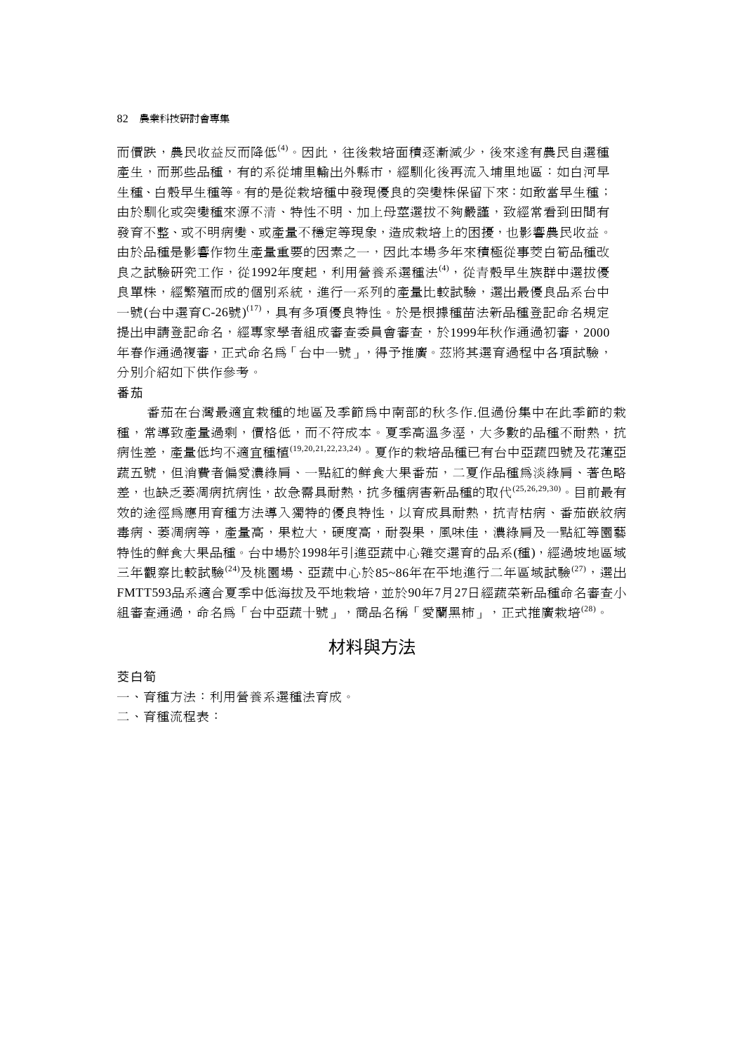而價跌，農民收益反而降低[4]。因此，往後栽培面積逐漸減少，後來遂有農民自選種產生，而那些品種，有的系從埔里輸出外縣市，經馴化後再流入埔里地區：如白河早生種、白殼早生種等。有的是從栽培種中發現優良的突變株保留下來：如敢當早生種；由於馴化或突變種來源不清、特性不明、加上母莖選拔不夠嚴謹，致經常看到田間有發育不整、或不明病變、或產量不穩定等現象，造成栽培上的困擾，也影響農民收益。由於品種是影響作物生產量重要的因素之一，因此本場多年來積極從事茭白筍品種改良之試驗研究工作，從1992年度起，利用營養系選種法[4]，從青殼早生族群中選拔優良單株，經繁殖而成的個別系統，進行一系列的產量比較試驗，選出最優良品系台中一號(台中選育C-26號)[17]，具有多項優良特性。於是根據種苗法新品種登記命名規定提出申請登記命名，經專家學者組成審查委員會審查，於1999年秋作通過初審，2000年春作通過複審，正式命名為「台中一號」，得予推廣。茲將其選育過程中各項試驗，分別介紹如下供作參考。

番茄

番茄在台灣最適宜栽種的地區及季節為中南部的秋冬作.但過份集中在此季節的栽種，常導致產量過剩，價格低，而不符成本。夏季高溫多溼，大多數的品種不耐熱，抗病性差，產量低均不適宜種植[19,20,21,22,23,24]。夏作的栽培品種已有台中亞蔬四號及花蓮亞蔬五號，但消費者偏愛濃綠肩、一點紅的鮮食大果番茄，二夏作品種為淡綠肩、著色略差，也缺乏萎凋病抗病性，故急需具耐熱，抗多種病害新品種的取代[25,26,29,30]。目前最有效的途徑為應用育種方法導入獨特的優良特性，以育成具耐熱，抗青枯病、番茄嵌紋病毒病、萎凋病等，產量高，果粒大，硬度高，耐裂果，風味佳，濃綠肩及一點紅等園藝特性的鮮食大果品種。台中場於1998年引進亞蔬中心雜交選育的品系(種)，經過坡地區域三年觀察比較試驗[24]及桃園場、亞蔬中心於85~86年在平地進行二年區域試驗[27]，選出FMTT593品系適合夏季中低海拔及平地栽培，並於90年7月27日經蔬菜新品種命名審查小組審查通過，命名為「台中亞蔬十號」，商品名稱「愛蘭黑柿」，正式推廣栽培[28]。

## 材料與方法

茭白筍

一、育種方法：利用營養系選種法育成。

二、育種流程表：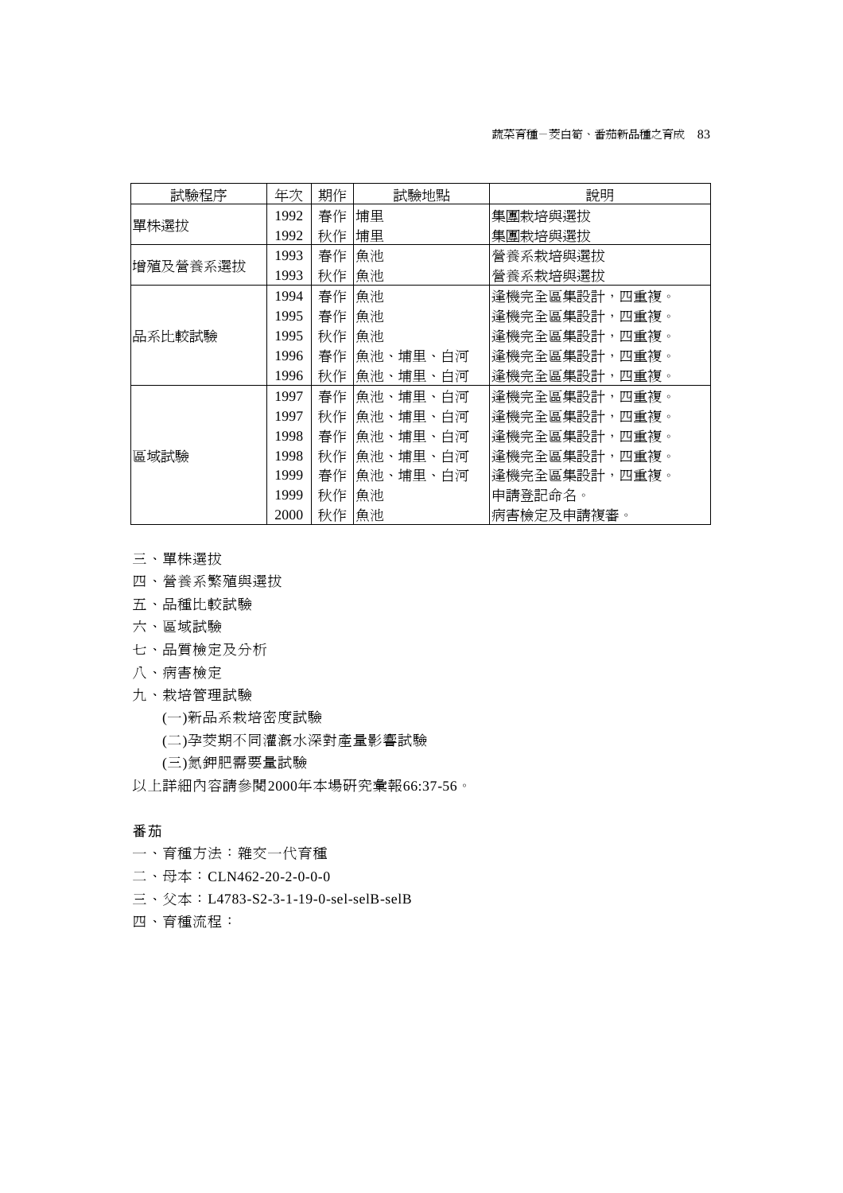| 試驗程序 | 年次 | 期作 | 試驗地點 | 說明 |
|---|---|---|---|---|
| 單株選拔 | 1992 | 春作 | 埔里 | 集團栽培與選拔 |
| | 1992 | 秋作 | 埔里 | 集團栽培與選拔 |
| 增殖及營養系選拔 | 1993 | 春作 | 魚池 | 營養系栽培與選拔 |
| | 1993 | 秋作 | 魚池 | 營養系栽培與選拔 |
| 品系比較試驗 | 1994 | 春作 | 魚池 | 逢機完全區集設計，四重複。 |
| | 1995 | 春作 | 魚池 | 逢機完全區集設計，四重複。 |
| | 1995 | 秋作 | 魚池 | 逢機完全區集設計，四重複。 |
| | 1996 | 春作 | 魚池、埔里、白河 | 逢機完全區集設計，四重複。 |
| | 1996 | 秋作 | 魚池、埔里、白河 | 逢機完全區集設計，四重複。 |
| 區域試驗 | 1997 | 春作 | 魚池、埔里、白河 | 逢機完全區集設計，四重複。 |
| | 1997 | 秋作 | 魚池、埔里、白河 | 逢機完全區集設計，四重複。 |
| | 1998 | 春作 | 魚池、埔里、白河 | 逢機完全區集設計，四重複。 |
| | 1998 | 秋作 | 魚池、埔里、白河 | 逢機完全區集設計，四重複。 |
| | 1999 | 春作 | 魚池、埔里、白河 | 逢機完全區集設計，四重複。 |
| | 1999 | 秋作 | 魚池 | 申請登記命名。 |
| | 2000 | 秋作 | 魚池 | 病害檢定及申請複審。 |

三、單株選拔

四、營養系繁殖與選拔

五、品種比較試驗

六、區域試驗

七、品質檢定及分析

八、病害檢定

九、栽培管理試驗

(一)新品系栽培密度試驗

(二)孕茭期不同灌溉水深對產量影響試驗

(三)氮鉀肥需要量試驗

以上詳細內容請參閱2000年本場研究彙報66:37-56。

## 番茄

一、育種方法：雜交一代育種

二、母本：CLN462-20-2-0-0-0

三、父本：L4783-S2-3-1-19-0-sel-selB-selB

四、育種流程：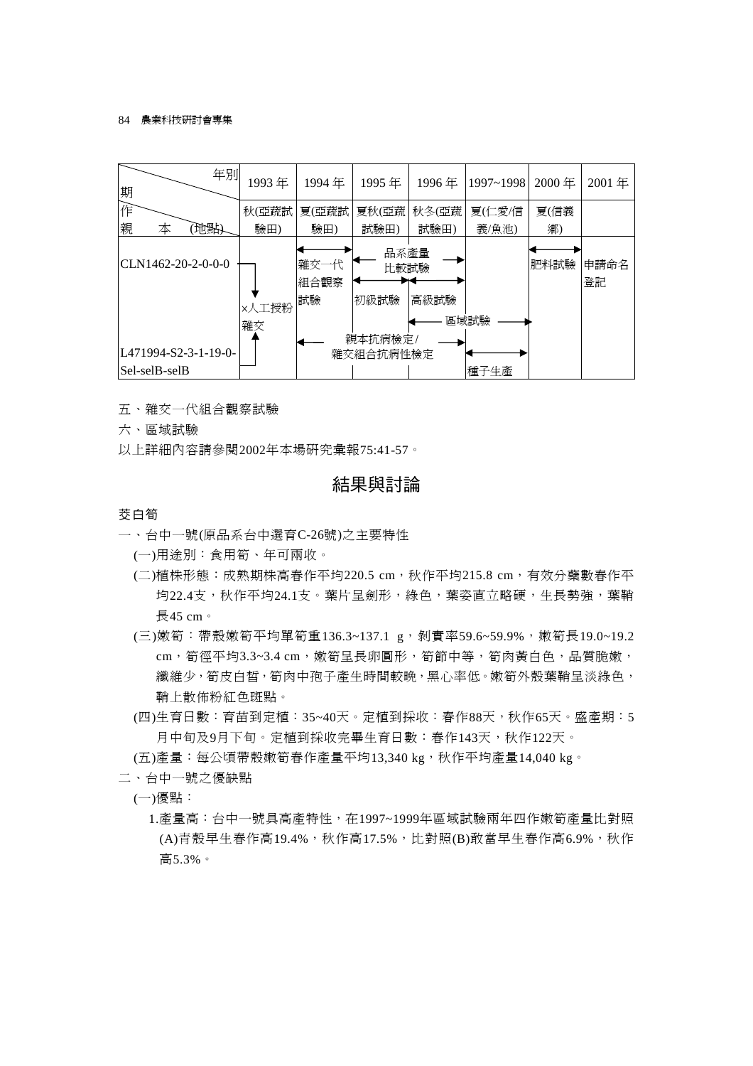| 期 \ 年別 | 1993 年 | 1994 年 | 1995 年 | 1996 年 | 1997~1998 | 2000 年 | 2001 年 |
|---|---|---|---|---|---|---|---|
| 作親本 (地點) | 秋(亞蔬試驗田) | 夏(亞蔬試驗田) | 夏秋(亞蔬試驗田) | 秋冬(亞蔬試驗田) | 夏(仁愛/信義/魚池) | 夏(信義鄉) | |
| CLN1462-20-2-0-0-0 × L471994-S2-3-1-19-0-Sel-selB-selB | ×人工授粉雜交 | 雜交一代組合觀察試驗 | 品系產量比較試驗 / 初級試驗 | 品系產量比較試驗 / 高級試驗 | 區域試驗 / 種子生產 | 肥料試驗 | 申請命名登記 |
| | | 親本抗病檢定/雜交組合抗病性檢定 | 親本抗病檢定/雜交組合抗病性檢定 | 親本抗病檢定/雜交組合抗病性檢定 | | | |

五、雜交一代組合觀察試驗

六、區域試驗

以上詳細內容請參閱2002年本場研究彙報75:41-57。

## 結果與討論

### 茭白筍

一、台中一號(原品系台中選育C-26號)之主要特性

(一)用途別：食用筍、年可兩收。

(二)植株形態：成熟期株高春作平均220.5 cm，秋作平均215.8 cm，有效分蘖數春作平均22.4支，秋作平均24.1支。葉片呈劍形，綠色，葉姿直立略硬，生長勢強，葉鞘長45 cm。

(三)嫩筍：帶殼嫩筍平均單筍重136.3~137.1 g，剝實率59.6~59.9%，嫩筍長19.0~19.2 cm，筍徑平均3.3~3.4 cm，嫩筍呈長卵圓形，筍節中等，筍肉黃白色，品質脆嫩，纖維少，筍皮白皙，筍肉中孢子產生時間較晚，黑心率低。嫩筍外殼葉鞘呈淡綠色，鞘上散佈粉紅色斑點。

(四)生育日數：育苗到定植：35~40天。定植到採收：春作88天，秋作65天。盛產期：5月中旬及9月下旬。定植到採收完畢生育日數：春作143天，秋作122天。

(五)產量：每公頃帶殼嫩筍春作產量平均13,340 kg，秋作平均產量14,040 kg。

二、台中一號之優缺點

(一)優點：

1.產量高：台中一號具高產特性，在1997~1999年區域試驗兩年四作嫩筍產量比對照(A)青殼早生春作高19.4%，秋作高17.5%，比對照(B)敢當早生春作高6.9%，秋作高5.3%。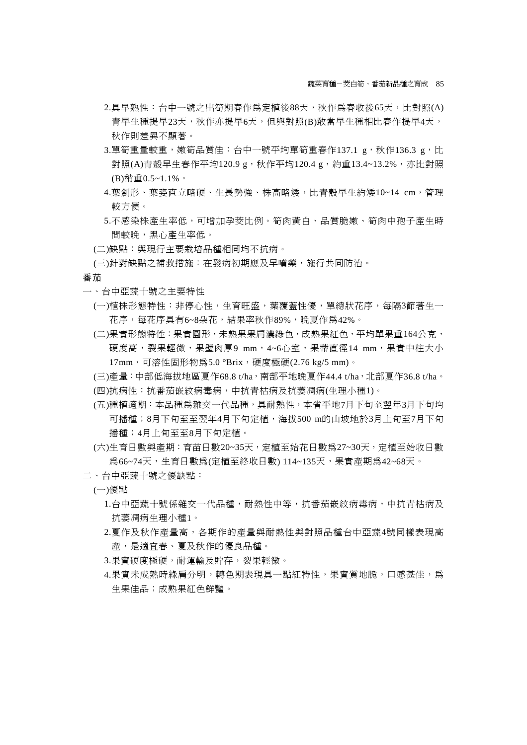2.具早熟性：台中一號之出筍期春作爲定植後88天，秋作爲春收後65天，比對照(A)青早生種提早23天，秋作亦提早6天，但與對照(B)敢當早生種相比春作提早4天，秋作則差異不顯著。

3.單筍重量較重，嫩筍品質佳：台中一號平均單筍重春作137.1 g，秋作136.3 g，比對照(A)青殼早生春作平均120.9 g，秋作平均120.4 g，約重13.4~13.2%，亦比對照(B)稍重0.5~1.1%。

4.葉劍形、葉姿直立略硬、生長勢強、株高略矮，比青殼早生約矮10~14 cm，管理較方便。

5.不感染株產生率低，可增加孕茭比例。筍肉黃白、品質脆嫩、筍肉中孢子產生時間較晚，黑心產生率低。

(二)缺點：與現行主要栽培品種相同均不抗病。

(三)針對缺點之補救措施：在發病初期應及早噴藥，施行共同防治。

## 番茄

### 一、台中亞蔬十號之主要特性

(一)植株形態特性：非停心性，生育旺盛，葉覆蓋性優，單總狀花序，每隔3節著生一花序，每花序具有6~8朵花，結果率秋作89%，晚夏作爲42%。

(二)果實形態特性：果實圓形，未熟果果肩濃綠色，成熟果紅色，平均單果重164公克，硬度高，裂果輕微，果壁肉厚9 mm，4~6心室，果蒂直徑14 mm，果實中柱大小17mm，可溶性固形物爲5.0 °Brix，硬度極硬(2.76 kg/5 mm)。

(三)產量：中部低海拔地區夏作68.8 t/ha，南部平地晚夏作44.4 t/ha，北部夏作36.8 t/ha。

(四)抗病性：抗番茄嵌紋病毒病，中抗青枯病及抗萎凋病(生理小種1)。

(五)種植適期：本品種爲雜交一代品種，具耐熱性，本省平地7月下旬至翌年3月下旬均可播種；8月下旬至至翌年4月下旬定植，海拔500 m的山坡地於3月上旬至7月下旬播種；4月上旬至至8月下旬定植。

(六)生育日數與產期：育苗日數20~35天，定植至始花日數爲27~30天，定植至始收日數爲66~74天，生育日數爲(定植至終收日數) 114~135天，果實產期爲42~68天。

### 二、台中亞蔬十號之優缺點：

(一)優點

1.台中亞蔬十號係雜交一代品種，耐熱性中等，抗番茄嵌紋病毒病，中抗青枯病及抗萎凋病生理小種1。

2.夏作及秋作產量高，各期作的產量與耐熱性與對照品種台中亞蔬4號同樣表現高產，是適宜春、夏及秋作的優良品種。

3.果實硬度極硬，耐運輸及貯存，裂果輕微。

4.果實未成熟時綠肩分明，轉色期表現具一點紅特性，果實質地脆，口感甚佳，爲生果佳品；成熟果紅色鮮豔。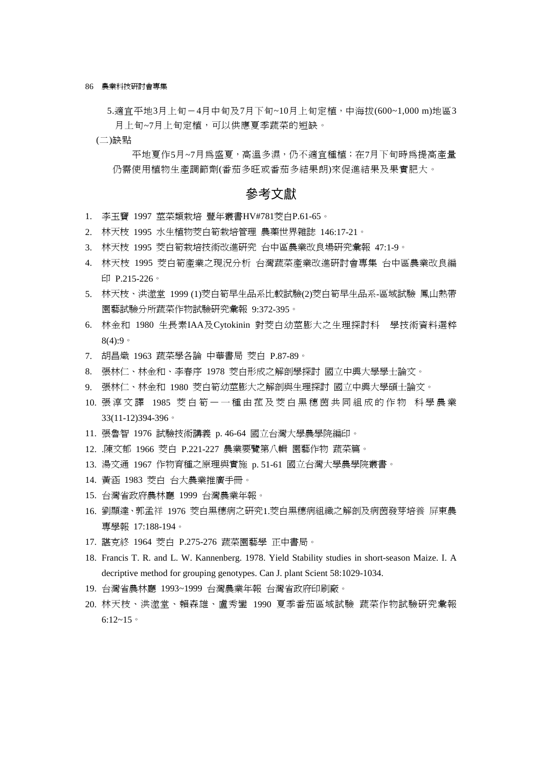5.適宜平地3月上旬－4月中旬及7月下旬~10月上旬定植，中海拔(600~1,000 m)地區3月上旬~7月上旬定植，可以供應夏季蔬菜的短缺。

(二)缺點

平地夏作5月~7月爲盛夏，高溫多濕，仍不適宜種植；在7月下旬時爲提高產量仍需使用植物生產調節劑(番茄多旺或番茄多結果朗)來促進結果及果實肥大。

## 參考文獻

1. 李玉寶 1997 莖菜類栽培 豐年叢書HV#781茭白P.61-65。
2. 林天枝 1995 水生植物茭白筍栽培管理 農藥世界雜誌 146:17-21。
3. 林天枝 1995 茭白筍栽培技術改進研究 台中區農業改良場研究彙報 47:1-9。
4. 林天枝 1995 茭白筍產業之現況分析 台灣蔬菜產業改進研討會專集 台中區農業改良編印 P.215-226。
5. 林天枝、洪澄堂 1999 (1)茭白筍早生品系比較試驗(2)茭白筍早生品系-區域試驗 鳳山熱帶園藝試驗分所蔬菜作物試驗研究彙報 9:372-395。
6. 林金和 1980 生長素IAA及Cytokinin 對茭白幼莖膨大之生理探討科 學技術資料選粹 8(4):9。
7. 胡昌熾 1963 蔬菜學各論 中華書局 茭白 P.87-89。
8. 張林仁、林金和、李春序 1978 茭白形成之解剖學探討 國立中興大學學士論文。
9. 張林仁、林金和 1980 茭白筍幼莖膨大之解剖與生理探討 國立中興大學碩士論文。
10. 張淳文譯 1985 茭白筍一一種由菰及茭白黑穗菌共同組成的作物 科學農業 33(11-12)394-396。
11. 張魯智 1976 試驗技術講義 p. 46-64 國立台灣大學農學院編印。
12. .陳文郁 1966 茭白 P.221-227 農業要覽第八輯 園藝作物 蔬菜篇。
13. 湯文通 1967 作物育種之原理與實施 p. 51-61 國立台灣大學農學院叢書。
14. 黃涵 1983 茭白 台大農業推廣手冊。
15. 台灣省政府農林廳 1999 台灣農業年報。
16. 劉顯達、郭孟祥 1976 茭白黑穗病之研究1.茭白黑穗病組織之解剖及病菌發芽培養 屏東農專學報 17:188-194。
17. 譚克終 1964 茭白 P.275-276 蔬菜園藝學 正中書局。
18. Francis T. R. and L. W. Kannenberg. 1978. Yield Stability studies in short-season Maize. I. A decriptive method for grouping genotypes. Can J. plant Scient 58:1029-1034.
19. 台灣省農林廳 1993~1999 台灣農業年報 台灣省政府印刷廠。
20. 林天枝、洪澄堂、賴森雄、盧秀鑾 1990 夏季番茄區域試驗 蔬菜作物試驗研究彙報 6:12~15。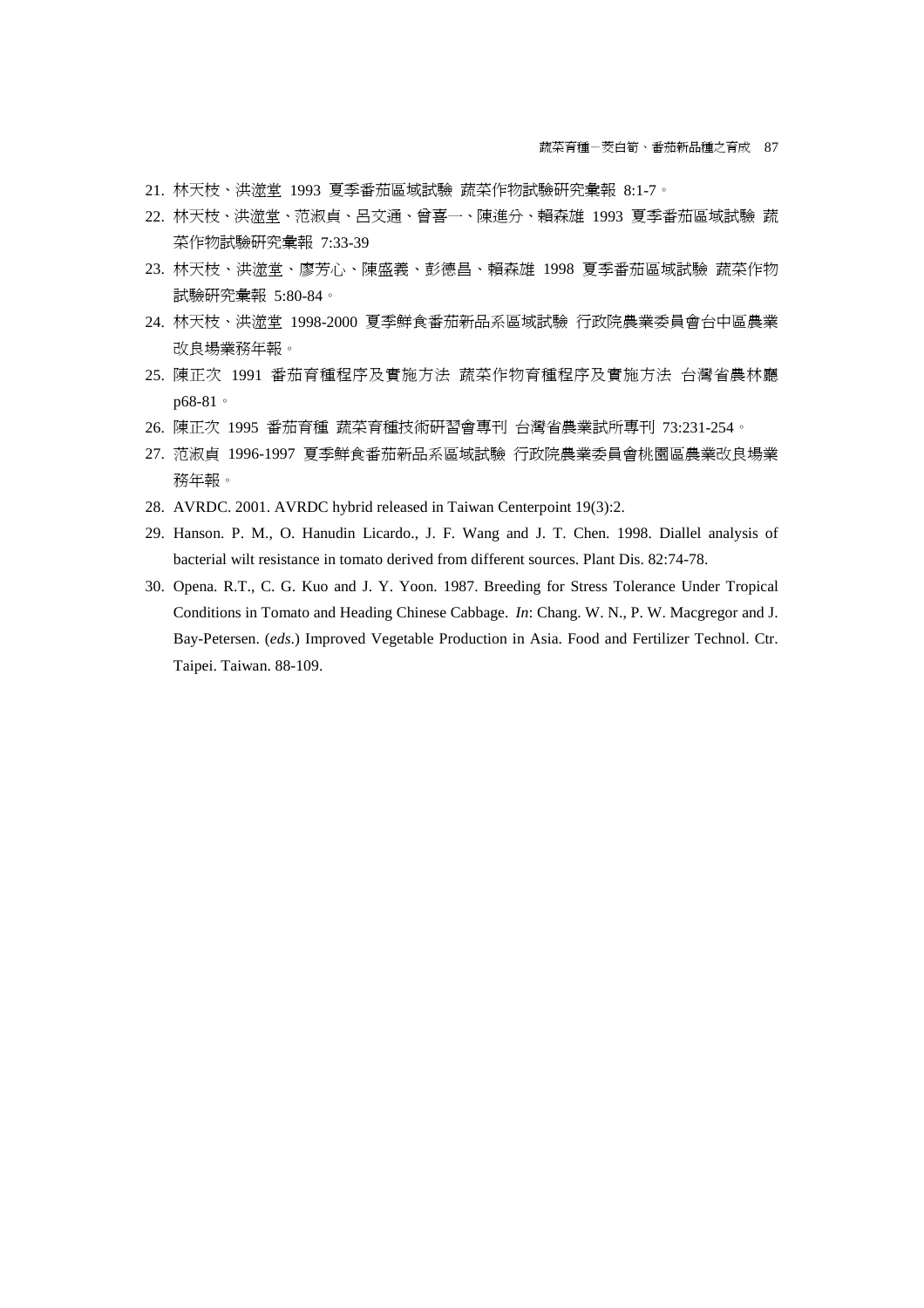21. 林天枝、洪澂堂 1993 夏季番茄區域試驗 蔬菜作物試驗研究彙報 8:1-7。
22. 林天枝、洪澂堂、范淑貞、呂文通、曾喜一、陳進分、賴森雄 1993 夏季番茄區域試驗 蔬菜作物試驗研究彙報 7:33-39
23. 林天枝、洪澂堂、廖芳心、陳盛義、彭德昌、賴森雄 1998 夏季番茄區域試驗 蔬菜作物試驗研究彙報 5:80-84。
24. 林天枝、洪澂堂 1998-2000 夏季鮮食番茄新品系區域試驗 行政院農業委員會台中區農業改良場業務年報。
25. 陳正次 1991 番茄育種程序及實施方法 蔬菜作物育種程序及實施方法 台灣省農林廳 p68-81。
26. 陳正次 1995 番茄育種 蔬菜育種技術研習會專刊 台灣省農業試所專刊 73:231-254。
27. 范淑貞 1996-1997 夏季鮮食番茄新品系區域試驗 行政院農業委員會桃園區農業改良場業務年報。
28. AVRDC. 2001. AVRDC hybrid released in Taiwan Centerpoint 19(3):2.
29. Hanson. P. M., O. Hanudin Licardo., J. F. Wang and J. T. Chen. 1998. Diallel analysis of bacterial wilt resistance in tomato derived from different sources. Plant Dis. 82:74-78.
30. Opena. R.T., C. G. Kuo and J. Y. Yoon. 1987. Breeding for Stress Tolerance Under Tropical Conditions in Tomato and Heading Chinese Cabbage. *In*: Chang. W. N., P. W. Macgregor and J. Bay-Petersen. (*eds*.) Improved Vegetable Production in Asia. Food and Fertilizer Technol. Ctr. Taipei. Taiwan. 88-109.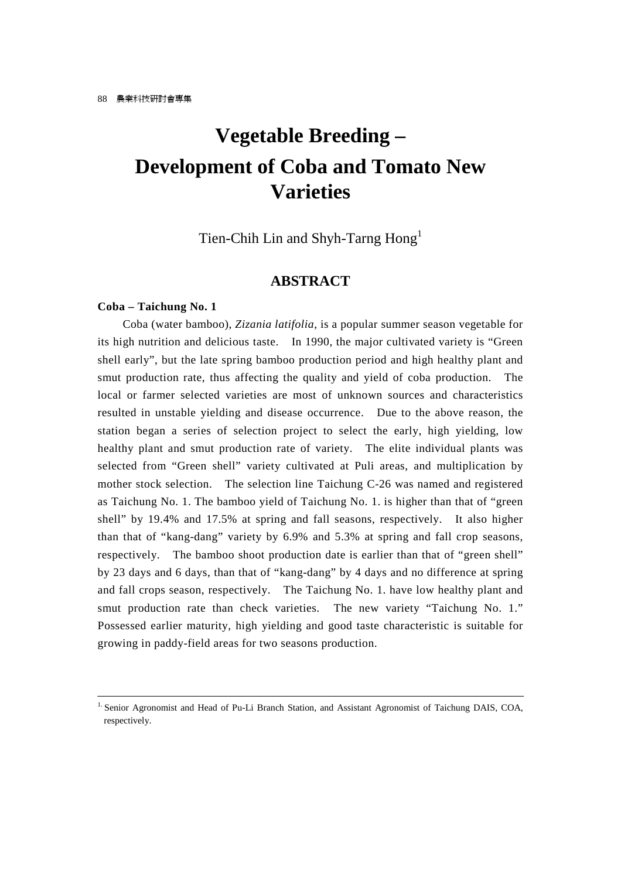# Vegetable Breeding – Development of Coba and Tomato New Varieties

Tien-Chih Lin and Shyh-Tarng Hong[1]

## ABSTRACT

**Coba – Taichung No. 1**

Coba (water bamboo), *Zizania latifolia*, is a popular summer season vegetable for its high nutrition and delicious taste. In 1990, the major cultivated variety is "Green shell early", but the late spring bamboo production period and high healthy plant and smut production rate, thus affecting the quality and yield of coba production. The local or farmer selected varieties are most of unknown sources and characteristics resulted in unstable yielding and disease occurrence. Due to the above reason, the station began a series of selection project to select the early, high yielding, low healthy plant and smut production rate of variety. The elite individual plants was selected from "Green shell" variety cultivated at Puli areas, and multiplication by mother stock selection. The selection line Taichung C-26 was named and registered as Taichung No. 1. The bamboo yield of Taichung No. 1. is higher than that of "green shell" by 19.4% and 17.5% at spring and fall seasons, respectively. It also higher than that of "kang-dang" variety by 6.9% and 5.3% at spring and fall crop seasons, respectively. The bamboo shoot production date is earlier than that of "green shell" by 23 days and 6 days, than that of "kang-dang" by 4 days and no difference at spring and fall crops season, respectively. The Taichung No. 1. have low healthy plant and smut production rate than check varieties. The new variety "Taichung No. 1." Possessed earlier maturity, high yielding and good taste characteristic is suitable for growing in paddy-field areas for two seasons production.

---

[1] Senior Agronomist and Head of Pu-Li Branch Station, and Assistant Agronomist of Taichung DAIS, COA, respectively.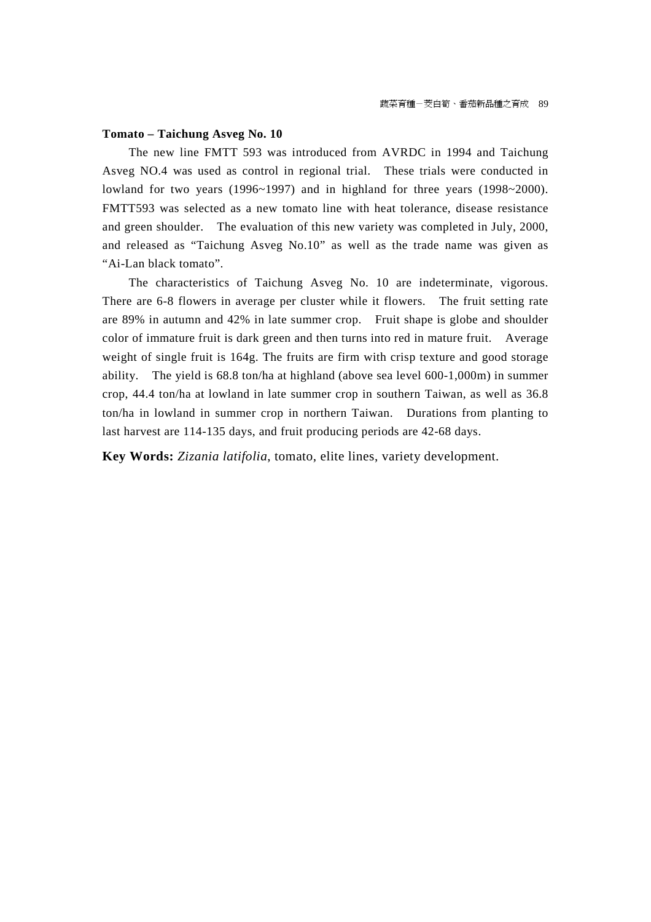**Tomato – Taichung Asveg No. 10**

The new line FMTT 593 was introduced from AVRDC in 1994 and Taichung Asveg NO.4 was used as control in regional trial. These trials were conducted in lowland for two years (1996~1997) and in highland for three years (1998~2000). FMTT593 was selected as a new tomato line with heat tolerance, disease resistance and green shoulder. The evaluation of this new variety was completed in July, 2000, and released as "Taichung Asveg No.10" as well as the trade name was given as "Ai-Lan black tomato".

The characteristics of Taichung Asveg No. 10 are indeterminate, vigorous. There are 6-8 flowers in average per cluster while it flowers. The fruit setting rate are 89% in autumn and 42% in late summer crop. Fruit shape is globe and shoulder color of immature fruit is dark green and then turns into red in mature fruit. Average weight of single fruit is 164g. The fruits are firm with crisp texture and good storage ability. The yield is 68.8 ton/ha at highland (above sea level 600-1,000m) in summer crop, 44.4 ton/ha at lowland in late summer crop in southern Taiwan, as well as 36.8 ton/ha in lowland in summer crop in northern Taiwan. Durations from planting to last harvest are 114-135 days, and fruit producing periods are 42-68 days.

**Key Words:** *Zizania latifolia*, tomato, elite lines, variety development.